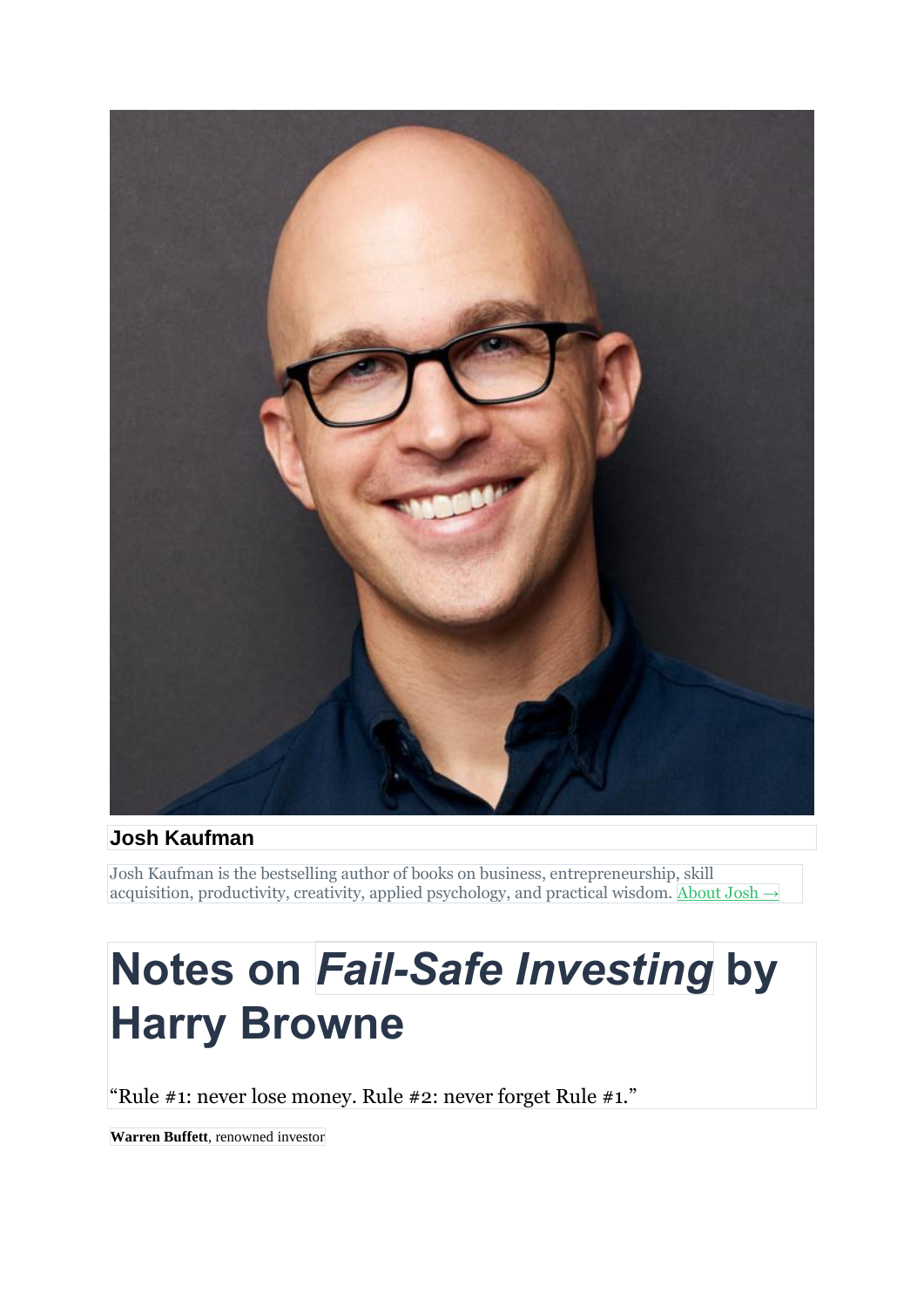**Josh Kaufman**

Josh Kaufman is the bestselling author of books on business, entrepreneurship, skill acquisition, productivity, creativity, applied psychology, and practical wisdom. About Josh →

# Notes on *Fail-Safe Investing* by Harry Browne

"Rule #1: never lose money. Rule #2: never forget Rule #1."

**Warren Buffett**, renowned investor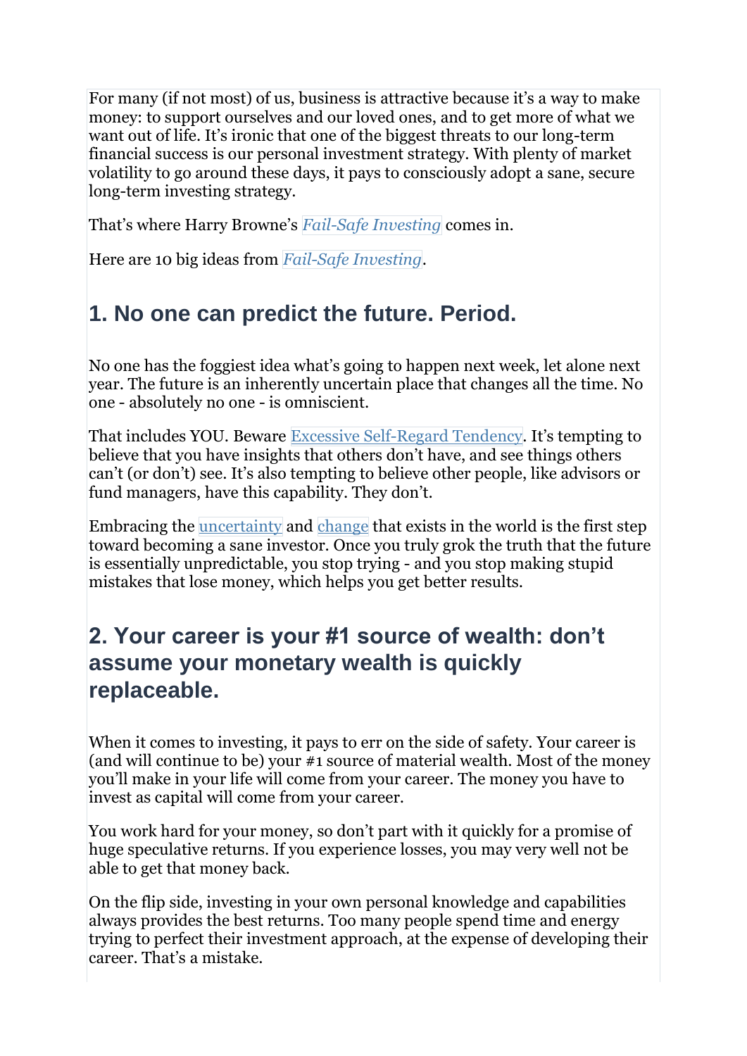For many (if not most) of us, business is attractive because it's a way to make money: to support ourselves and our loved ones, and to get more of what we want out of life. It's ironic that one of the biggest threats to our long-term financial success is our personal investment strategy. With plenty of market volatility to go around these days, it pays to consciously adopt a sane, secure long-term investing strategy.

That's where Harry Browne's *Fail-Safe Investing* comes in.

Here are 10 big ideas from *Fail-Safe Investing*.

## 1. No one can predict the future. Period.

No one has the foggiest idea what's going to happen next week, let alone next year. The future is an inherently uncertain place that changes all the time. No one - absolutely no one - is omniscient.

That includes YOU. Beware Excessive Self-Regard Tendency. It's tempting to believe that you have insights that others don't have, and see things others can't (or don't) see. It's also tempting to believe other people, like advisors or fund managers, have this capability. They don't.

Embracing the uncertainty and change that exists in the world is the first step toward becoming a sane investor. Once you truly grok the truth that the future is essentially unpredictable, you stop trying - and you stop making stupid mistakes that lose money, which helps you get better results.

## 2. Your career is your #1 source of wealth: don't assume your monetary wealth is quickly replaceable.

When it comes to investing, it pays to err on the side of safety. Your career is (and will continue to be) your #1 source of material wealth. Most of the money you'll make in your life will come from your career. The money you have to invest as capital will come from your career.

You work hard for your money, so don't part with it quickly for a promise of huge speculative returns. If you experience losses, you may very well not be able to get that money back.

On the flip side, investing in your own personal knowledge and capabilities always provides the best returns. Too many people spend time and energy trying to perfect their investment approach, at the expense of developing their career. That's a mistake.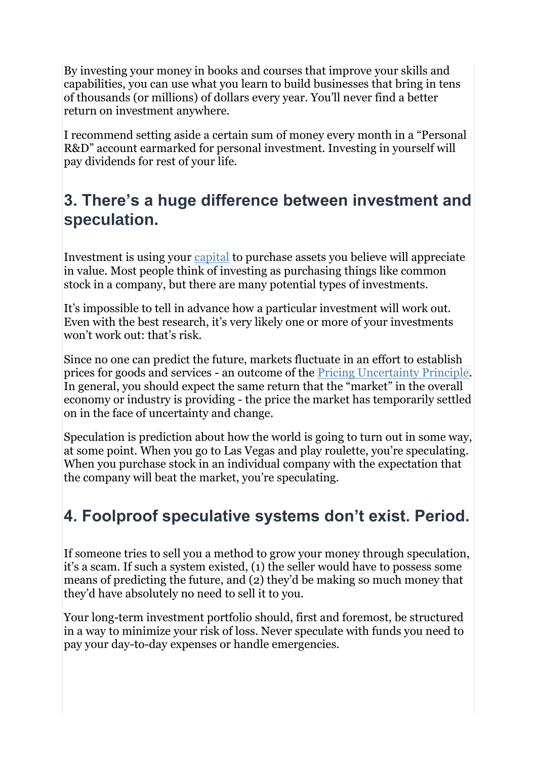By investing your money in books and courses that improve your skills and capabilities, you can use what you learn to build businesses that bring in tens of thousands (or millions) of dollars every year. You'll never find a better return on investment anywhere.

I recommend setting aside a certain sum of money every month in a "Personal R&D" account earmarked for personal investment. Investing in yourself will pay dividends for rest of your life.

## 3. There's a huge difference between investment and speculation.

Investment is using your [capital]() to purchase assets you believe will appreciate in value. Most people think of investing as purchasing things like common stock in a company, but there are many potential types of investments.

It's impossible to tell in advance how a particular investment will work out. Even with the best research, it's very likely one or more of your investments won't work out: that's risk.

Since no one can predict the future, markets fluctuate in an effort to establish prices for goods and services - an outcome of the [Pricing Uncertainty Principle](). In general, you should expect the same return that the "market" in the overall economy or industry is providing - the price the market has temporarily settled on in the face of uncertainty and change.

Speculation is prediction about how the world is going to turn out in some way, at some point. When you go to Las Vegas and play roulette, you're speculating. When you purchase stock in an individual company with the expectation that the company will beat the market, you're speculating.

## 4. Foolproof speculative systems don't exist. Period.

If someone tries to sell you a method to grow your money through speculation, it's a scam. If such a system existed, (1) the seller would have to possess some means of predicting the future, and (2) they'd be making so much money that they'd have absolutely no need to sell it to you.

Your long-term investment portfolio should, first and foremost, be structured in a way to minimize your risk of loss. Never speculate with funds you need to pay your day-to-day expenses or handle emergencies.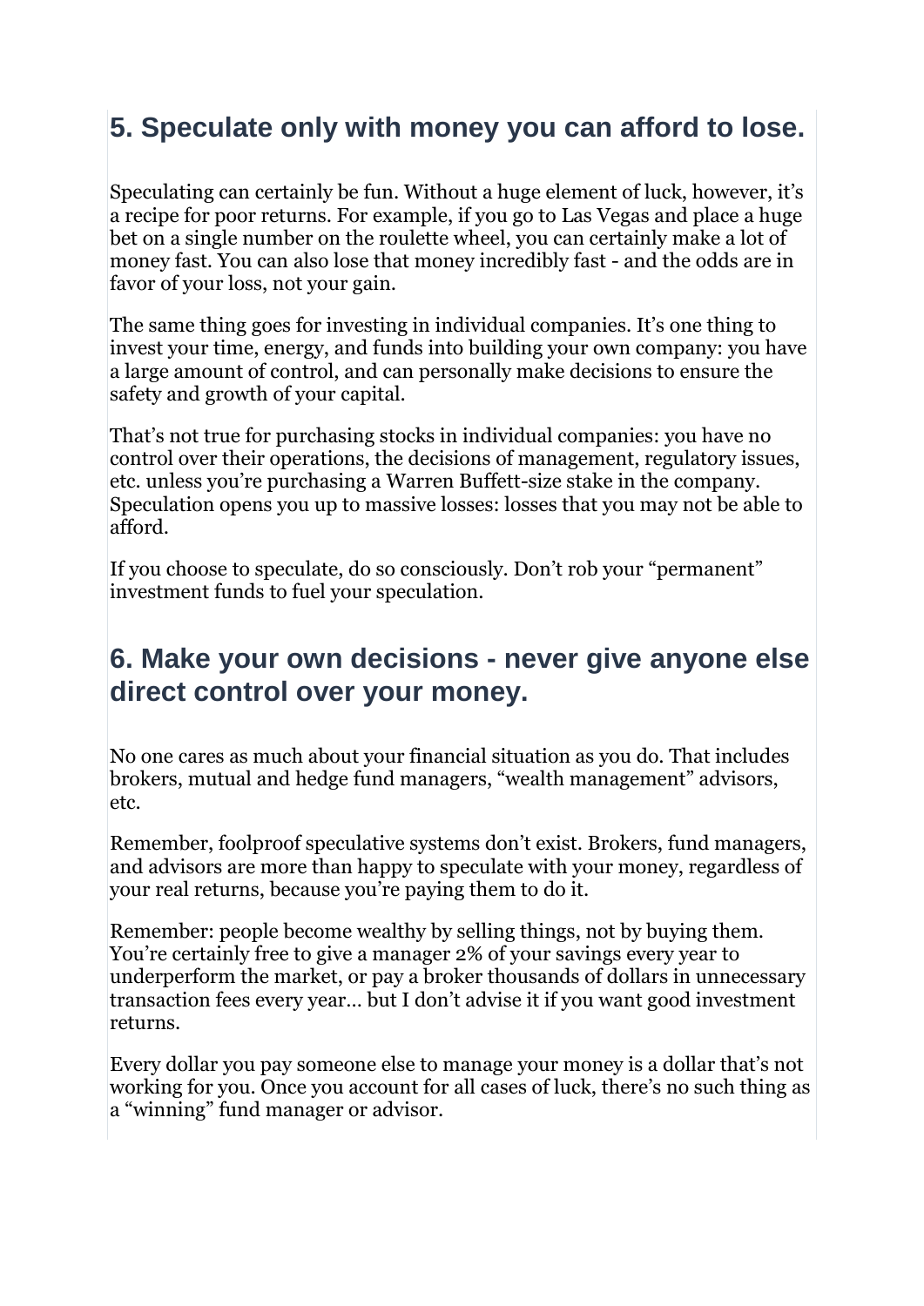## 5. Speculate only with money you can afford to lose.

Speculating can certainly be fun. Without a huge element of luck, however, it's a recipe for poor returns. For example, if you go to Las Vegas and place a huge bet on a single number on the roulette wheel, you can certainly make a lot of money fast. You can also lose that money incredibly fast - and the odds are in favor of your loss, not your gain.

The same thing goes for investing in individual companies. It's one thing to invest your time, energy, and funds into building your own company: you have a large amount of control, and can personally make decisions to ensure the safety and growth of your capital.

That's not true for purchasing stocks in individual companies: you have no control over their operations, the decisions of management, regulatory issues, etc. unless you're purchasing a Warren Buffett-size stake in the company. Speculation opens you up to massive losses: losses that you may not be able to afford.

If you choose to speculate, do so consciously. Don't rob your "permanent" investment funds to fuel your speculation.

## 6. Make your own decisions - never give anyone else direct control over your money.

No one cares as much about your financial situation as you do. That includes brokers, mutual and hedge fund managers, "wealth management" advisors, etc.

Remember, foolproof speculative systems don't exist. Brokers, fund managers, and advisors are more than happy to speculate with your money, regardless of your real returns, because you're paying them to do it.

Remember: people become wealthy by selling things, not by buying them. You're certainly free to give a manager 2% of your savings every year to underperform the market, or pay a broker thousands of dollars in unnecessary transaction fees every year… but I don't advise it if you want good investment returns.

Every dollar you pay someone else to manage your money is a dollar that's not working for you. Once you account for all cases of luck, there's no such thing as a "winning" fund manager or advisor.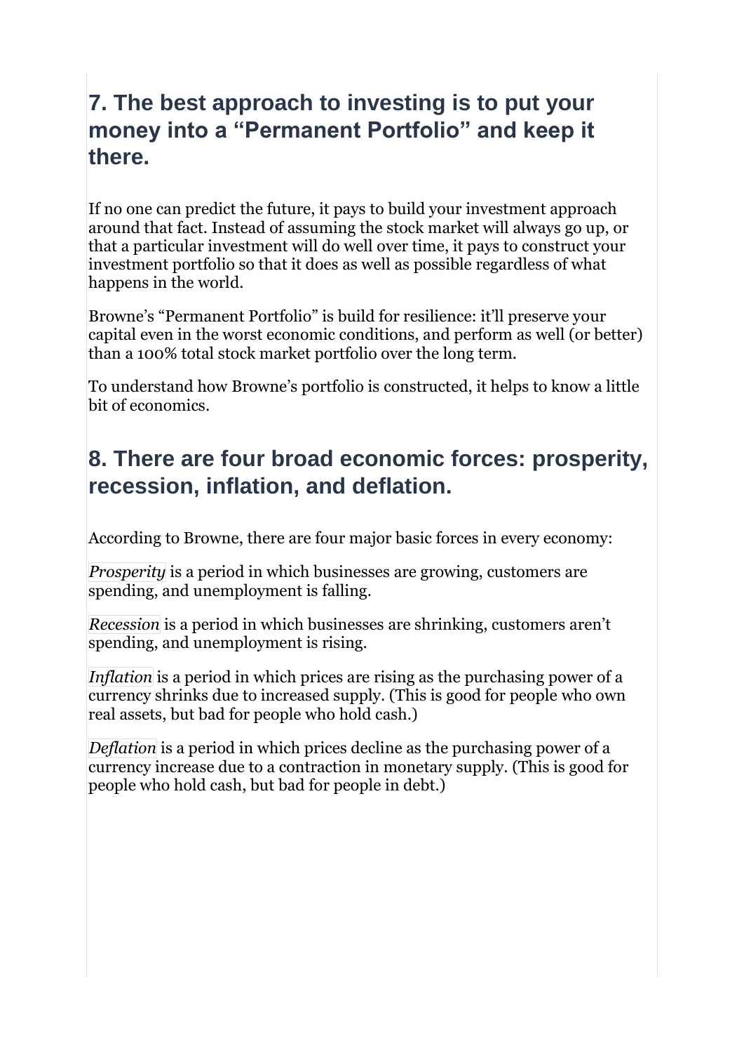## 7. The best approach to investing is to put your money into a "Permanent Portfolio" and keep it there.

If no one can predict the future, it pays to build your investment approach around that fact. Instead of assuming the stock market will always go up, or that a particular investment will do well over time, it pays to construct your investment portfolio so that it does as well as possible regardless of what happens in the world.

Browne's "Permanent Portfolio" is build for resilience: it'll preserve your capital even in the worst economic conditions, and perform as well (or better) than a 100% total stock market portfolio over the long term.

To understand how Browne's portfolio is constructed, it helps to know a little bit of economics.

## 8. There are four broad economic forces: prosperity, recession, inflation, and deflation.

According to Browne, there are four major basic forces in every economy:

*Prosperity* is a period in which businesses are growing, customers are spending, and unemployment is falling.

*Recession* is a period in which businesses are shrinking, customers aren't spending, and unemployment is rising.

*Inflation* is a period in which prices are rising as the purchasing power of a currency shrinks due to increased supply. (This is good for people who own real assets, but bad for people who hold cash.)

*Deflation* is a period in which prices decline as the purchasing power of a currency increase due to a contraction in monetary supply. (This is good for people who hold cash, but bad for people in debt.)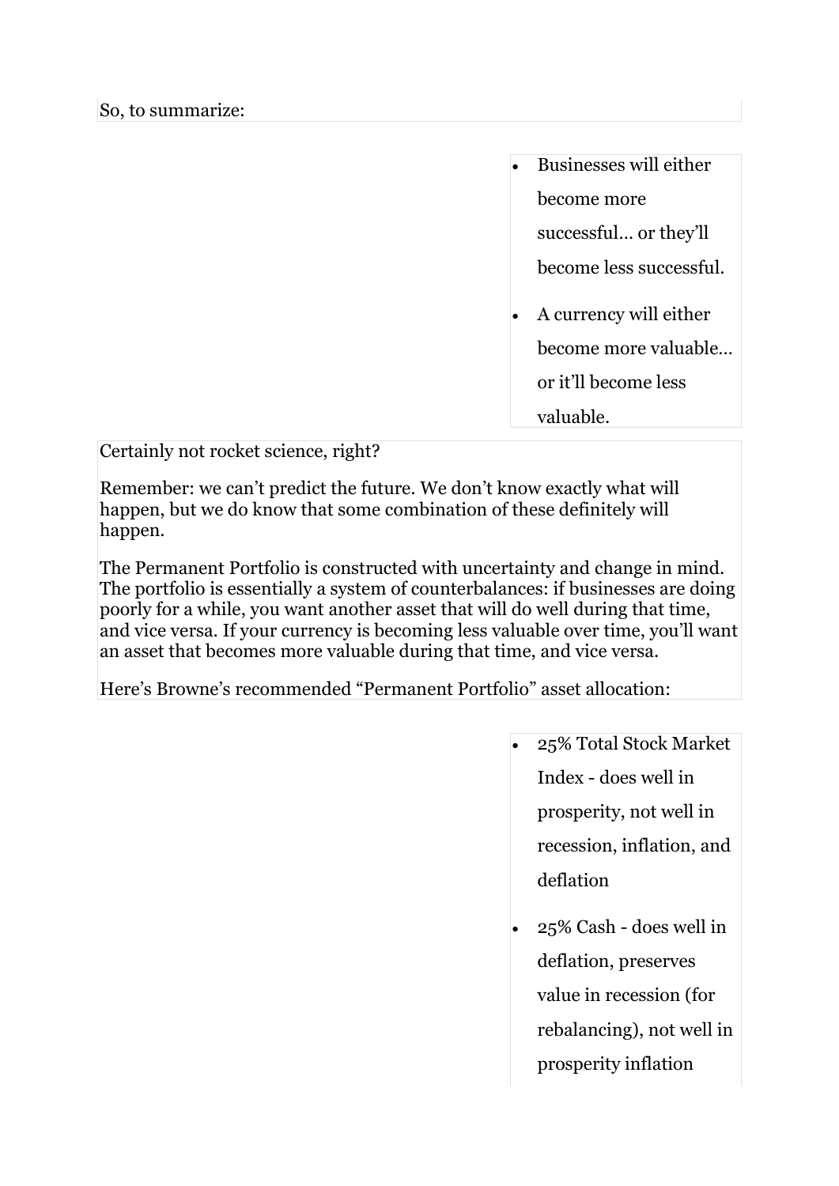So, to summarize:

- Businesses will either become more successful… or they'll become less successful.
- A currency will either become more valuable… or it'll become less valuable.

Certainly not rocket science, right?

Remember: we can't predict the future. We don't know exactly what will happen, but we do know that some combination of these definitely will happen.

The Permanent Portfolio is constructed with uncertainty and change in mind. The portfolio is essentially a system of counterbalances: if businesses are doing poorly for a while, you want another asset that will do well during that time, and vice versa. If your currency is becoming less valuable over time, you'll want an asset that becomes more valuable during that time, and vice versa.

Here's Browne's recommended "Permanent Portfolio" asset allocation:

- 25% Total Stock Market Index - does well in prosperity, not well in recession, inflation, and deflation
- 25% Cash - does well in deflation, preserves value in recession (for rebalancing), not well in prosperity inflation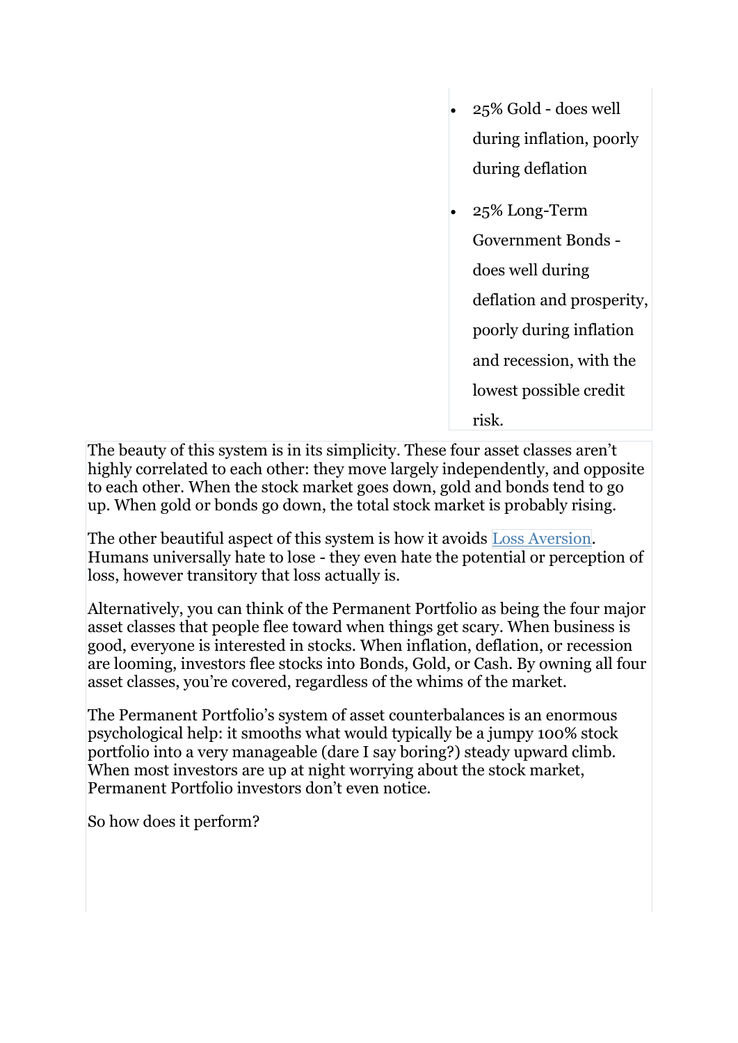- 25% Gold - does well during inflation, poorly during deflation
- 25% Long-Term Government Bonds - does well during deflation and prosperity, poorly during inflation and recession, with the lowest possible credit risk.

The beauty of this system is in its simplicity. These four asset classes aren't highly correlated to each other: they move largely independently, and opposite to each other. When the stock market goes down, gold and bonds tend to go up. When gold or bonds go down, the total stock market is probably rising.

The other beautiful aspect of this system is how it avoids [Loss Aversion](). Humans universally hate to lose - they even hate the potential or perception of loss, however transitory that loss actually is.

Alternatively, you can think of the Permanent Portfolio as being the four major asset classes that people flee toward when things get scary. When business is good, everyone is interested in stocks. When inflation, deflation, or recession are looming, investors flee stocks into Bonds, Gold, or Cash. By owning all four asset classes, you're covered, regardless of the whims of the market.

The Permanent Portfolio's system of asset counterbalances is an enormous psychological help: it smooths what would typically be a jumpy 100% stock portfolio into a very manageable (dare I say boring?) steady upward climb. When most investors are up at night worrying about the stock market, Permanent Portfolio investors don't even notice.

So how does it perform?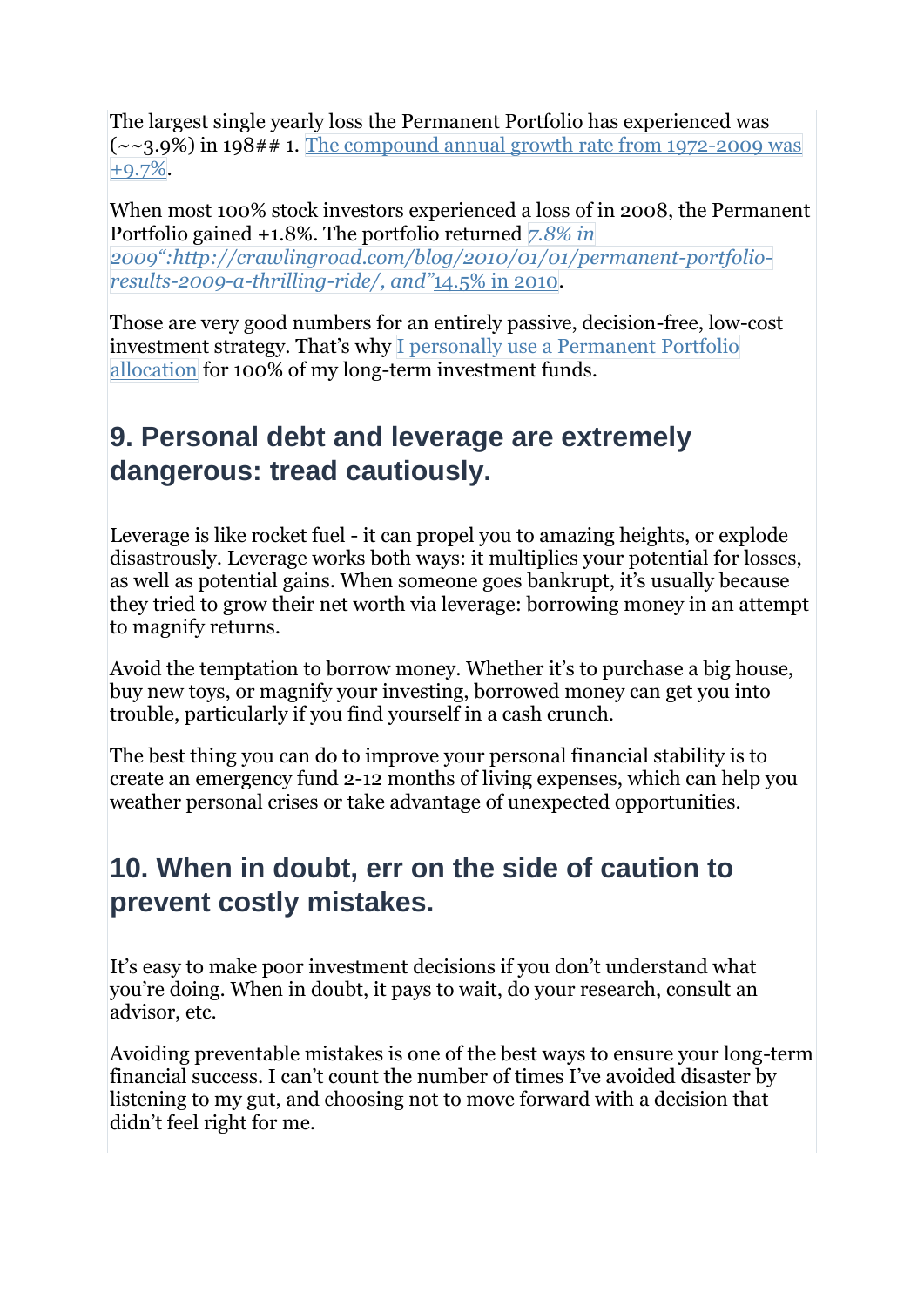The largest single yearly loss the Permanent Portfolio has experienced was (~~3.9%) in 198## 1. [The compound annual growth rate from 1972-2009 was +9.7%].

When most 100% stock investors experienced a loss of in 2008, the Permanent Portfolio gained +1.8%. The portfolio returned *7.8% in 2009":http://crawlingroad.com/blog/2010/01/01/permanent-portfolio-results-2009-a-thrilling-ride/, and"*[14.5% in 2010].

Those are very good numbers for an entirely passive, decision-free, low-cost investment strategy. That's why [I personally use a Permanent Portfolio allocation] for 100% of my long-term investment funds.

## 9. Personal debt and leverage are extremely dangerous: tread cautiously.

Leverage is like rocket fuel - it can propel you to amazing heights, or explode disastrously. Leverage works both ways: it multiplies your potential for losses, as well as potential gains. When someone goes bankrupt, it's usually because they tried to grow their net worth via leverage: borrowing money in an attempt to magnify returns.

Avoid the temptation to borrow money. Whether it's to purchase a big house, buy new toys, or magnify your investing, borrowed money can get you into trouble, particularly if you find yourself in a cash crunch.

The best thing you can do to improve your personal financial stability is to create an emergency fund 2-12 months of living expenses, which can help you weather personal crises or take advantage of unexpected opportunities.

## 10. When in doubt, err on the side of caution to prevent costly mistakes.

It's easy to make poor investment decisions if you don't understand what you're doing. When in doubt, it pays to wait, do your research, consult an advisor, etc.

Avoiding preventable mistakes is one of the best ways to ensure your long-term financial success. I can't count the number of times I've avoided disaster by listening to my gut, and choosing not to move forward with a decision that didn't feel right for me.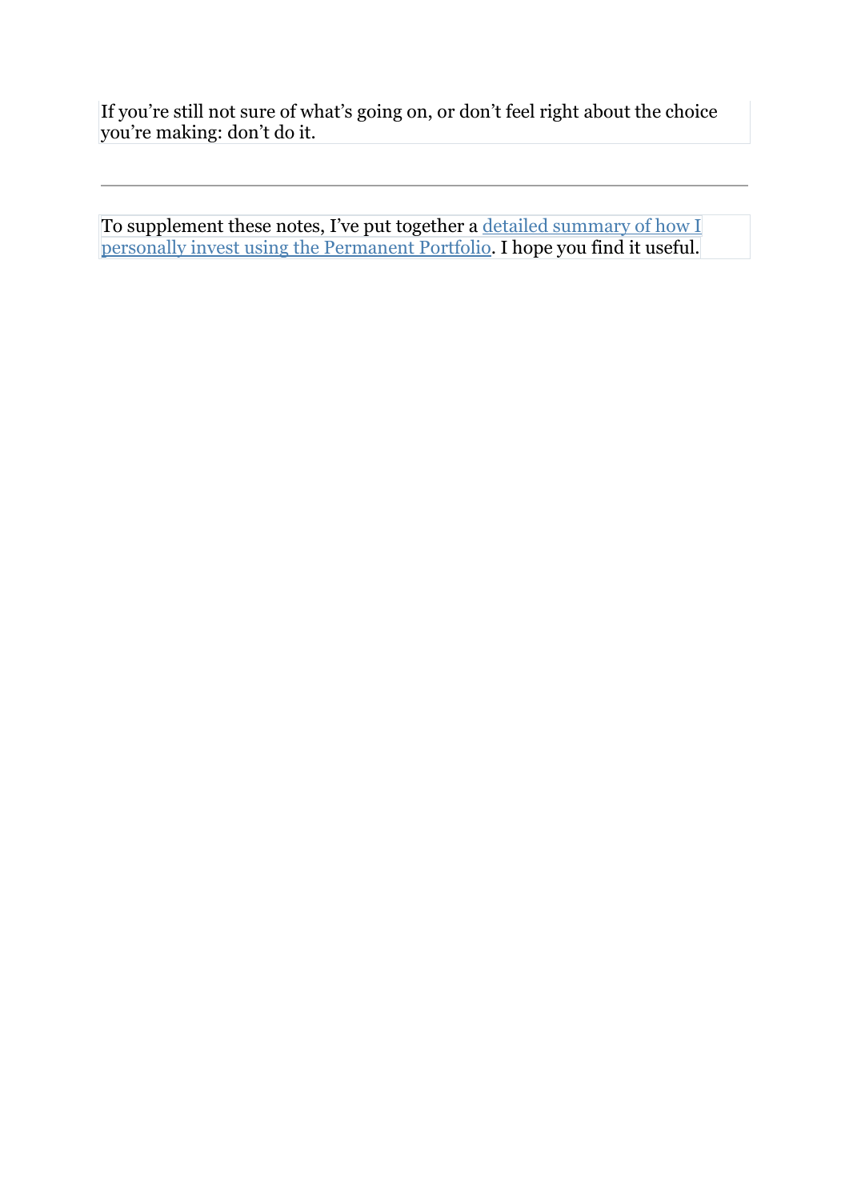If you're still not sure of what's going on, or don't feel right about the choice you're making: don't do it.

---

To supplement these notes, I've put together a detailed summary of how I personally invest using the Permanent Portfolio. I hope you find it useful.